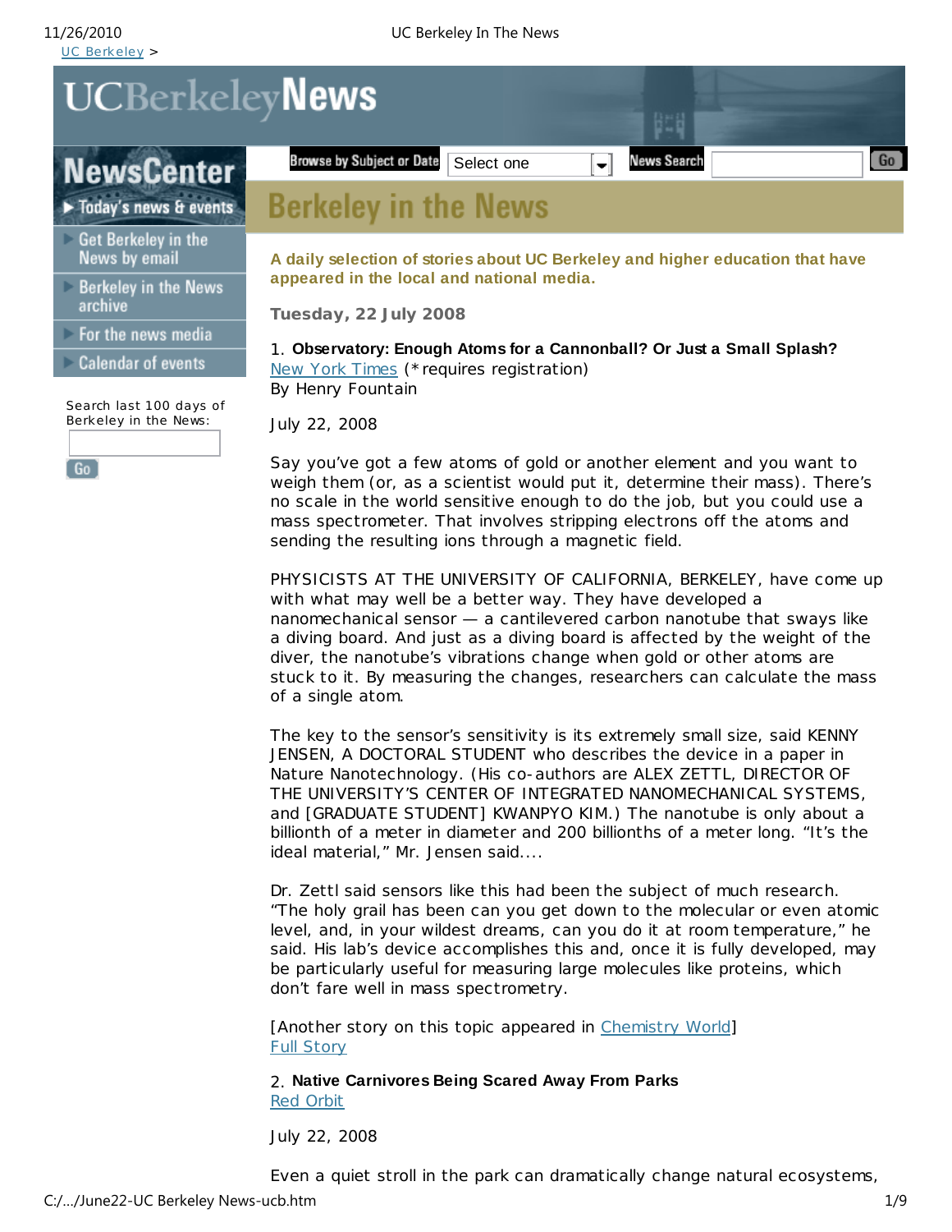UC Berkeley >

# UCBerkeleyNews

**NewsCenter**

- Today's news & events
- Get Berkeley in the News by email
- Berkeley in the News archive
- For the news media
- Calendar of events

Search last 100 days of Berkeley in the News:

Go

Browse by Subject or Date | Select one | News Search | Go

## Berkeley in the News

**A daily selection of stories about UC Berkeley and higher education that have appeared in the local and national media.**

**Tuesday, 22 July 2008**

1. **Observatory: Enough Atoms for a Cannonball? Or Just a Small Splash?**
New York Times (* requires registration)
By Henry Fountain

July 22, 2008

Say you've got a few atoms of gold or another element and you want to weigh them (or, as a scientist would put it, determine their mass). There's no scale in the world sensitive enough to do the job, but you could use a mass spectrometer. That involves stripping electrons off the atoms and sending the resulting ions through a magnetic field.

PHYSICISTS AT THE UNIVERSITY OF CALIFORNIA, BERKELEY, have come up with what may well be a better way. They have developed a nanomechanical sensor — a cantilevered carbon nanotube that sways like a diving board. And just as a diving board is affected by the weight of the diver, the nanotube's vibrations change when gold or other atoms are stuck to it. By measuring the changes, researchers can calculate the mass of a single atom.

The key to the sensor's sensitivity is its extremely small size, said KENNY JENSEN, A DOCTORAL STUDENT who describes the device in a paper in Nature Nanotechnology. (His co-authors are ALEX ZETTL, DIRECTOR OF THE UNIVERSITY'S CENTER OF INTEGRATED NANOMECHANICAL SYSTEMS, and [GRADUATE STUDENT] KWANPYO KIM.) The nanotube is only about a billionth of a meter in diameter and 200 billionths of a meter long. "It's the ideal material," Mr. Jensen said....

Dr. Zettl said sensors like this had been the subject of much research. "The holy grail has been can you get down to the molecular or even atomic level, and, in your wildest dreams, can you do it at room temperature," he said. His lab's device accomplishes this and, once it is fully developed, may be particularly useful for measuring large molecules like proteins, which don't fare well in mass spectrometry.

[Another story on this topic appeared in Chemistry World]
Full Story

2. **Native Carnivores Being Scared Away From Parks**
Red Orbit

July 22, 2008

Even a quiet stroll in the park can dramatically change natural ecosystems,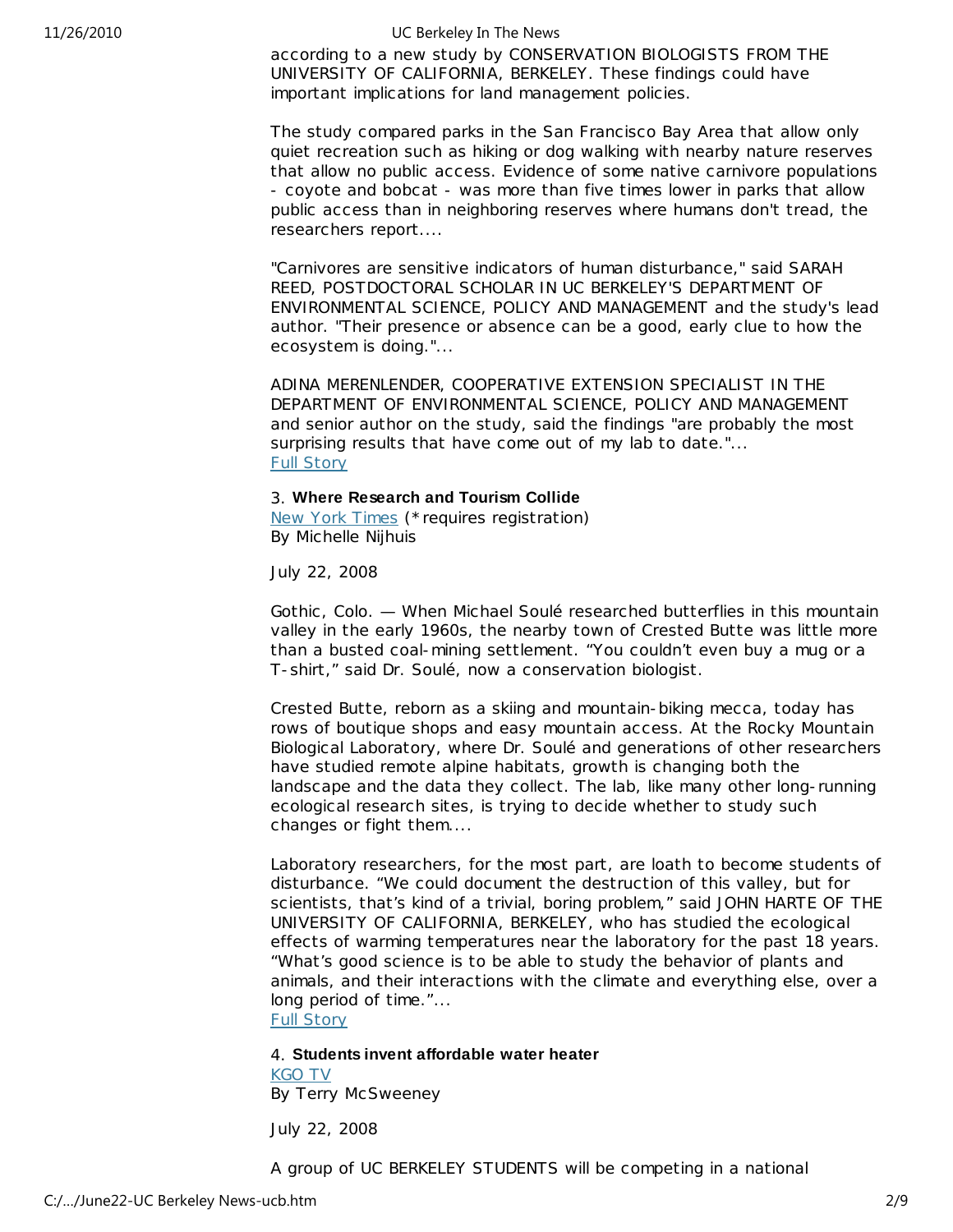according to a new study by CONSERVATION BIOLOGISTS FROM THE UNIVERSITY OF CALIFORNIA, BERKELEY. These findings could have important implications for land management policies.

The study compared parks in the San Francisco Bay Area that allow only quiet recreation such as hiking or dog walking with nearby nature reserves that allow no public access. Evidence of some native carnivore populations - coyote and bobcat - was more than five times lower in parks that allow public access than in neighboring reserves where humans don't tread, the researchers report....

"Carnivores are sensitive indicators of human disturbance," said SARAH REED, POSTDOCTORAL SCHOLAR IN UC BERKELEY'S DEPARTMENT OF ENVIRONMENTAL SCIENCE, POLICY AND MANAGEMENT and the study's lead author. "Their presence or absence can be a good, early clue to how the ecosystem is doing."...

ADINA MERENLENDER, COOPERATIVE EXTENSION SPECIALIST IN THE DEPARTMENT OF ENVIRONMENTAL SCIENCE, POLICY AND MANAGEMENT and senior author on the study, said the findings "are probably the most surprising results that have come out of my lab to date."...
Full Story

3. **Where Research and Tourism Collide**
New York Times (*requires registration)
By Michelle Nijhuis

July 22, 2008

Gothic, Colo. — When Michael Soulé researched butterflies in this mountain valley in the early 1960s, the nearby town of Crested Butte was little more than a busted coal-mining settlement. “You couldn’t even buy a mug or a T-shirt,” said Dr. Soulé, now a conservation biologist.

Crested Butte, reborn as a skiing and mountain-biking mecca, today has rows of boutique shops and easy mountain access. At the Rocky Mountain Biological Laboratory, where Dr. Soulé and generations of other researchers have studied remote alpine habitats, growth is changing both the landscape and the data they collect. The lab, like many other long-running ecological research sites, is trying to decide whether to study such changes or fight them....

Laboratory researchers, for the most part, are loath to become students of disturbance. “We could document the destruction of this valley, but for scientists, that’s kind of a trivial, boring problem,” said JOHN HARTE OF THE UNIVERSITY OF CALIFORNIA, BERKELEY, who has studied the ecological effects of warming temperatures near the laboratory for the past 18 years. “What’s good science is to be able to study the behavior of plants and animals, and their interactions with the climate and everything else, over a long period of time.”...
Full Story

4. **Students invent affordable water heater**
KGO TV
By Terry McSweeney

July 22, 2008

A group of UC BERKELEY STUDENTS will be competing in a national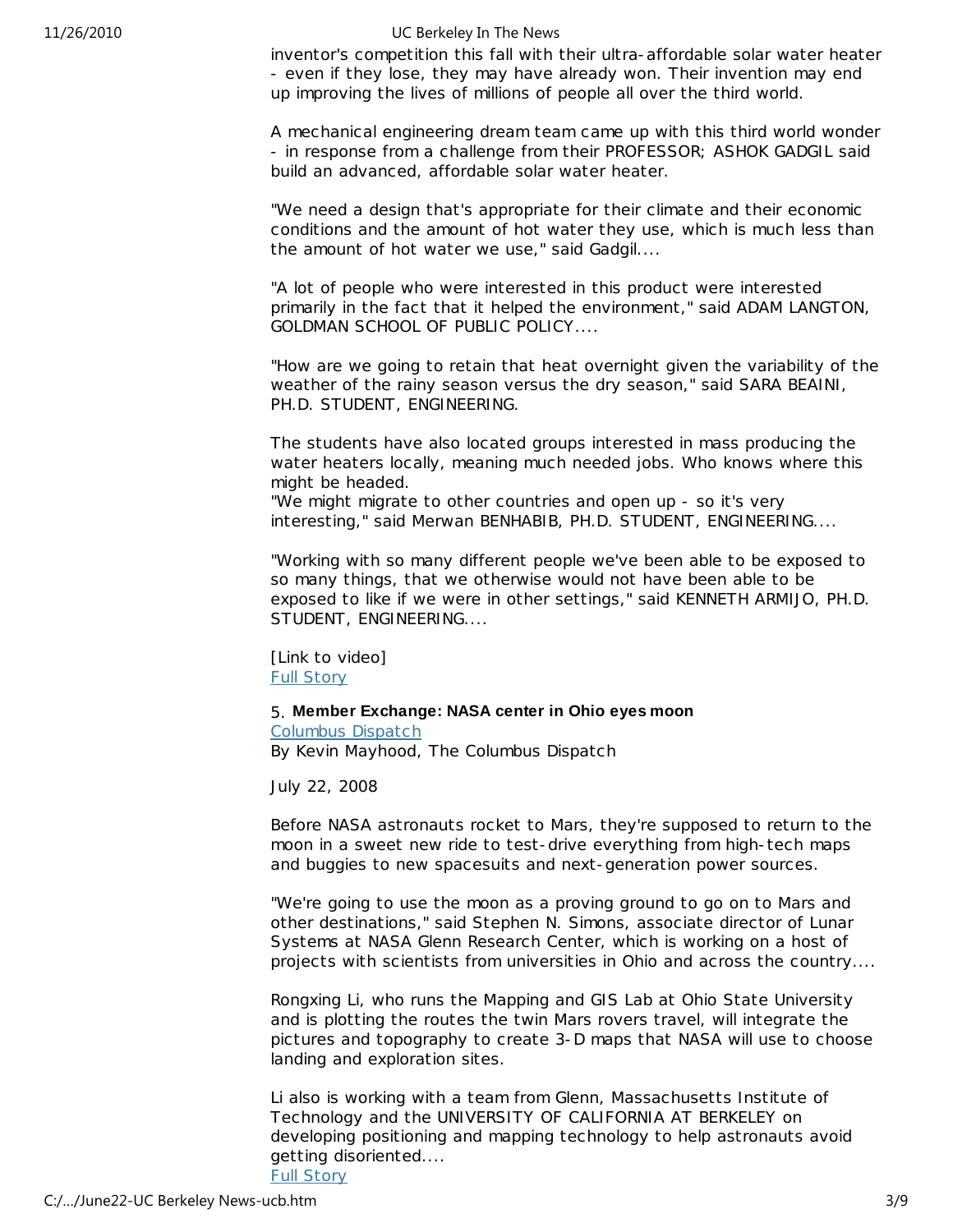inventor's competition this fall with their ultra-affordable solar water heater - even if they lose, they may have already won. Their invention may end up improving the lives of millions of people all over the third world.

A mechanical engineering dream team came up with this third world wonder - in response from a challenge from their PROFESSOR; ASHOK GADGIL said build an advanced, affordable solar water heater.

"We need a design that's appropriate for their climate and their economic conditions and the amount of hot water they use, which is much less than the amount of hot water we use," said Gadgil....

"A lot of people who were interested in this product were interested primarily in the fact that it helped the environment," said ADAM LANGTON, GOLDMAN SCHOOL OF PUBLIC POLICY....

"How are we going to retain that heat overnight given the variability of the weather of the rainy season versus the dry season," said SARA BEAINI, PH.D. STUDENT, ENGINEERING.

The students have also located groups interested in mass producing the water heaters locally, meaning much needed jobs. Who knows where this might be headed.
"We might migrate to other countries and open up - so it's very interesting," said Merwan BENHABIB, PH.D. STUDENT, ENGINEERING....

"Working with so many different people we've been able to be exposed to so many things, that we otherwise would not have been able to be exposed to like if we were in other settings," said KENNETH ARMIJO, PH.D. STUDENT, ENGINEERING....

[Link to video]
Full Story

5. **Member Exchange: NASA center in Ohio eyes moon**
Columbus Dispatch
By Kevin Mayhood, The Columbus Dispatch

July 22, 2008

Before NASA astronauts rocket to Mars, they're supposed to return to the moon in a sweet new ride to test-drive everything from high-tech maps and buggies to new spacesuits and next-generation power sources.

"We're going to use the moon as a proving ground to go on to Mars and other destinations," said Stephen N. Simons, associate director of Lunar Systems at NASA Glenn Research Center, which is working on a host of projects with scientists from universities in Ohio and across the country....

Rongxing Li, who runs the Mapping and GIS Lab at Ohio State University and is plotting the routes the twin Mars rovers travel, will integrate the pictures and topography to create 3-D maps that NASA will use to choose landing and exploration sites.

Li also is working with a team from Glenn, Massachusetts Institute of Technology and the UNIVERSITY OF CALIFORNIA AT BERKELEY on developing positioning and mapping technology to help astronauts avoid getting disoriented....
Full Story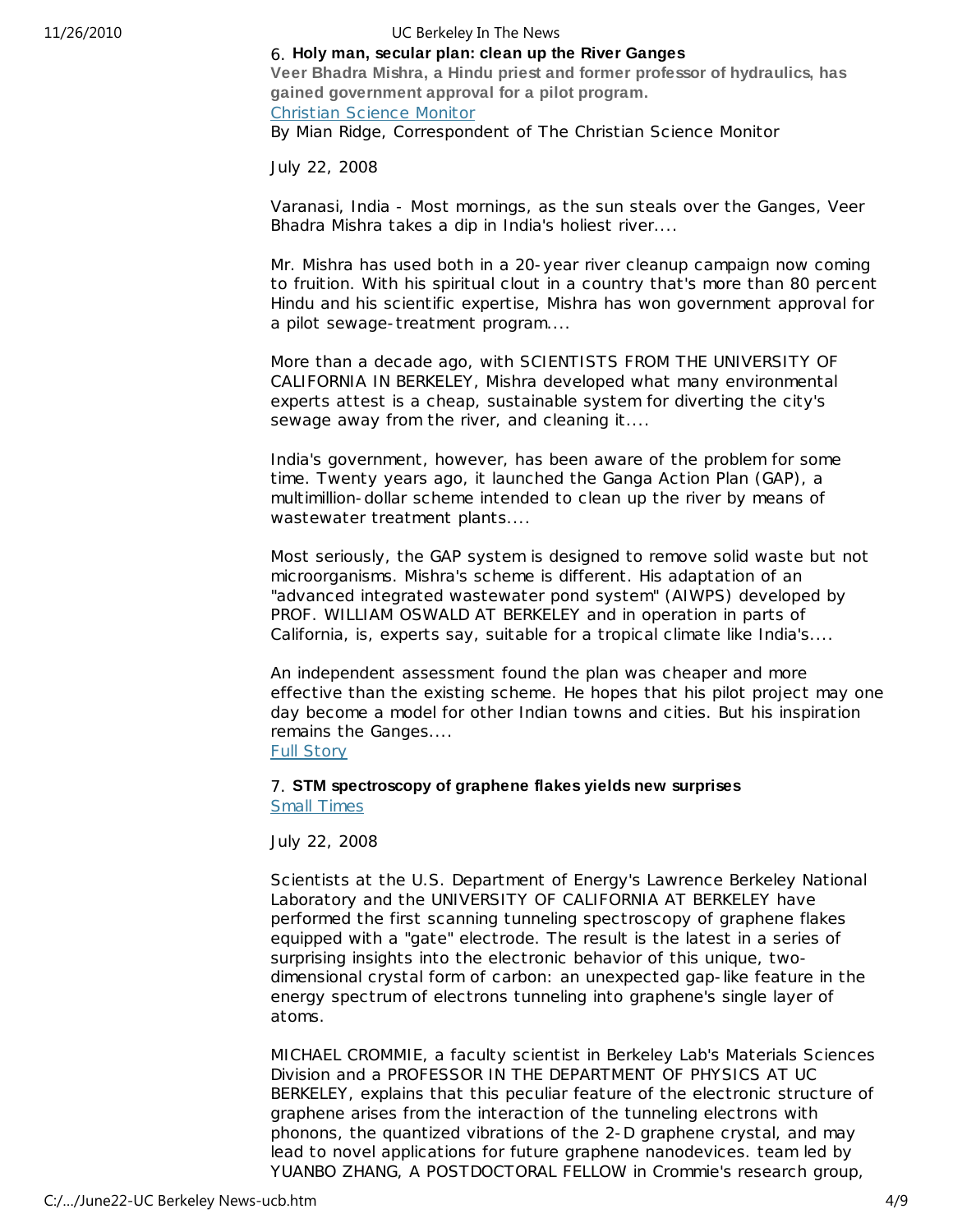### 6. Holy man, secular plan: clean up the River Ganges

**Veer Bhadra Mishra, a Hindu priest and former professor of hydraulics, has gained government approval for a pilot program.**

[Christian Science Monitor]

By Mian Ridge, Correspondent of The Christian Science Monitor

July 22, 2008

Varanasi, India - Most mornings, as the sun steals over the Ganges, Veer Bhadra Mishra takes a dip in India's holiest river....

Mr. Mishra has used both in a 20-year river cleanup campaign now coming to fruition. With his spiritual clout in a country that's more than 80 percent Hindu and his scientific expertise, Mishra has won government approval for a pilot sewage-treatment program....

More than a decade ago, with SCIENTISTS FROM THE UNIVERSITY OF CALIFORNIA IN BERKELEY, Mishra developed what many environmental experts attest is a cheap, sustainable system for diverting the city's sewage away from the river, and cleaning it....

India's government, however, has been aware of the problem for some time. Twenty years ago, it launched the Ganga Action Plan (GAP), a multimillion-dollar scheme intended to clean up the river by means of wastewater treatment plants....

Most seriously, the GAP system is designed to remove solid waste but not microorganisms. Mishra's scheme is different. His adaptation of an "advanced integrated wastewater pond system" (AIWPS) developed by PROF. WILLIAM OSWALD AT BERKELEY and in operation in parts of California, is, experts say, suitable for a tropical climate like India's....

An independent assessment found the plan was cheaper and more effective than the existing scheme. He hopes that his pilot project may one day become a model for other Indian towns and cities. But his inspiration remains the Ganges....

[Full Story]

### 7. STM spectroscopy of graphene flakes yields new surprises

[Small Times]

July 22, 2008

Scientists at the U.S. Department of Energy's Lawrence Berkeley National Laboratory and the UNIVERSITY OF CALIFORNIA AT BERKELEY have performed the first scanning tunneling spectroscopy of graphene flakes equipped with a "gate" electrode. The result is the latest in a series of surprising insights into the electronic behavior of this unique, two-dimensional crystal form of carbon: an unexpected gap-like feature in the energy spectrum of electrons tunneling into graphene's single layer of atoms.

MICHAEL CROMMIE, a faculty scientist in Berkeley Lab's Materials Sciences Division and a PROFESSOR IN THE DEPARTMENT OF PHYSICS AT UC BERKELEY, explains that this peculiar feature of the electronic structure of graphene arises from the interaction of the tunneling electrons with phonons, the quantized vibrations of the 2-D graphene crystal, and may lead to novel applications for future graphene nanodevices. team led by YUANBO ZHANG, A POSTDOCTORAL FELLOW in Crommie's research group,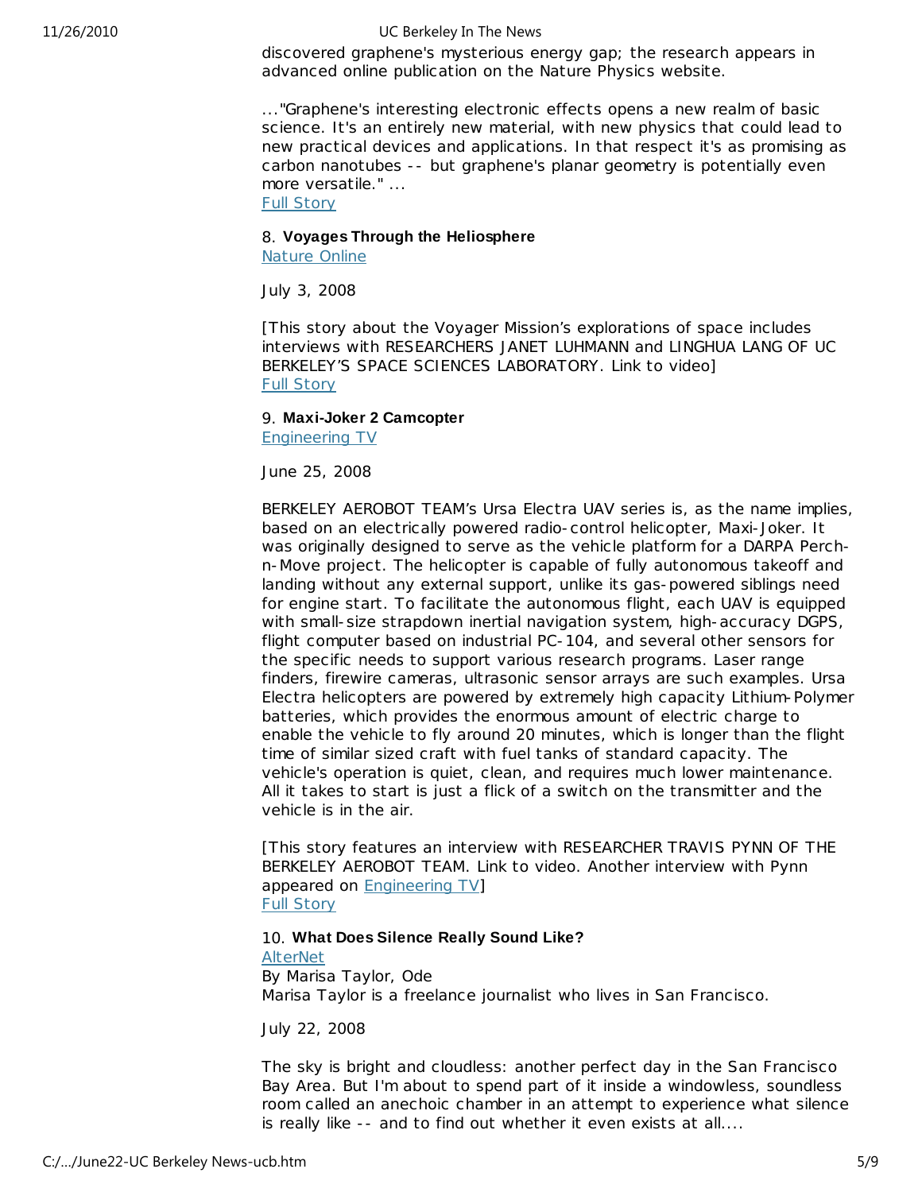discovered graphene's mysterious energy gap; the research appears in advanced online publication on the Nature Physics website.

..."Graphene's interesting electronic effects opens a new realm of basic science. It's an entirely new material, with new physics that could lead to new practical devices and applications. In that respect it's as promising as carbon nanotubes -- but graphene's planar geometry is potentially even more versatile." ...
Full Story

8. **Voyages Through the Heliosphere**
Nature Online

July 3, 2008

[This story about the Voyager Mission's explorations of space includes interviews with RESEARCHERS JANET LUHMANN and LINGHUA LANG OF UC BERKELEY'S SPACE SCIENCES LABORATORY. Link to video]
Full Story

9. **Maxi-Joker 2 Camcopter**
Engineering TV

June 25, 2008

BERKELEY AEROBOT TEAM's Ursa Electra UAV series is, as the name implies, based on an electrically powered radio-control helicopter, Maxi-Joker. It was originally designed to serve as the vehicle platform for a DARPA Perch-n-Move project. The helicopter is capable of fully autonomous takeoff and landing without any external support, unlike its gas-powered siblings need for engine start. To facilitate the autonomous flight, each UAV is equipped with small-size strapdown inertial navigation system, high-accuracy DGPS, flight computer based on industrial PC-104, and several other sensors for the specific needs to support various research programs. Laser range finders, firewire cameras, ultrasonic sensor arrays are such examples. Ursa Electra helicopters are powered by extremely high capacity Lithium-Polymer batteries, which provides the enormous amount of electric charge to enable the vehicle to fly around 20 minutes, which is longer than the flight time of similar sized craft with fuel tanks of standard capacity. The vehicle's operation is quiet, clean, and requires much lower maintenance. All it takes to start is just a flick of a switch on the transmitter and the vehicle is in the air.

[This story features an interview with RESEARCHER TRAVIS PYNN OF THE BERKELEY AEROBOT TEAM. Link to video. Another interview with Pynn appeared on Engineering TV]
Full Story

10. **What Does Silence Really Sound Like?**
AlterNet
By Marisa Taylor, Ode
Marisa Taylor is a freelance journalist who lives in San Francisco.

July 22, 2008

The sky is bright and cloudless: another perfect day in the San Francisco Bay Area. But I'm about to spend part of it inside a windowless, soundless room called an anechoic chamber in an attempt to experience what silence is really like -- and to find out whether it even exists at all....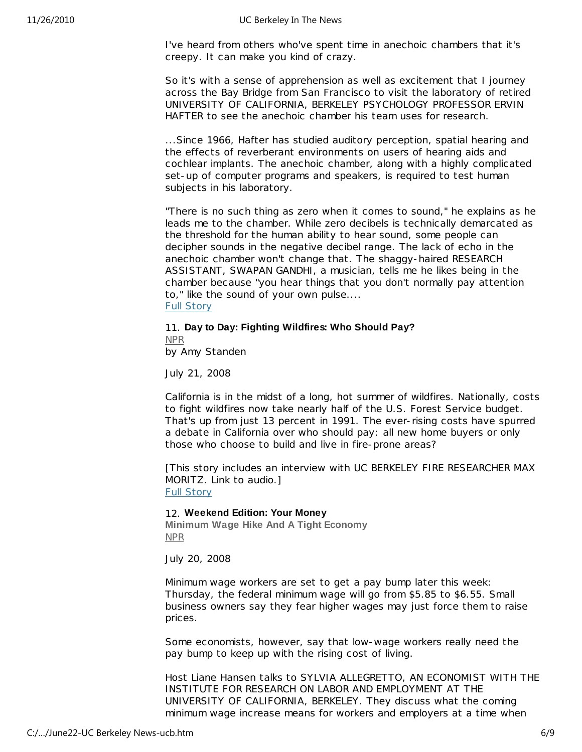I've heard from others who've spent time in anechoic chambers that it's creepy. It can make you kind of crazy.

So it's with a sense of apprehension as well as excitement that I journey across the Bay Bridge from San Francisco to visit the laboratory of retired UNIVERSITY OF CALIFORNIA, BERKELEY PSYCHOLOGY PROFESSOR ERVIN HAFTER to see the anechoic chamber his team uses for research.

...Since 1966, Hafter has studied auditory perception, spatial hearing and the effects of reverberant environments on users of hearing aids and cochlear implants. The anechoic chamber, along with a highly complicated set-up of computer programs and speakers, is required to test human subjects in his laboratory.

"There is no such thing as zero when it comes to sound," he explains as he leads me to the chamber. While zero decibels is technically demarcated as the threshold for the human ability to hear sound, some people can decipher sounds in the negative decibel range. The lack of echo in the anechoic chamber won't change that. The shaggy-haired RESEARCH ASSISTANT, SWAPAN GANDHI, a musician, tells me he likes being in the chamber because "you hear things that you don't normally pay attention to," like the sound of your own pulse....
[Full Story]

11. **Day to Day: Fighting Wildfires: Who Should Pay?**
[NPR]
by Amy Standen

July 21, 2008

California is in the midst of a long, hot summer of wildfires. Nationally, costs to fight wildfires now take nearly half of the U.S. Forest Service budget. That's up from just 13 percent in 1991. The ever-rising costs have spurred a debate in California over who should pay: all new home buyers or only those who choose to build and live in fire-prone areas?

[This story includes an interview with UC BERKELEY FIRE RESEARCHER MAX MORITZ. Link to audio.]
[Full Story]

12. **Weekend Edition: Your Money**
**Minimum Wage Hike And A Tight Economy**
[NPR]

July 20, 2008

Minimum wage workers are set to get a pay bump later this week: Thursday, the federal minimum wage will go from $5.85 to $6.55. Small business owners say they fear higher wages may just force them to raise prices.

Some economists, however, say that low-wage workers really need the pay bump to keep up with the rising cost of living.

Host Liane Hansen talks to SYLVIA ALLEGRETTO, AN ECONOMIST WITH THE INSTITUTE FOR RESEARCH ON LABOR AND EMPLOYMENT AT THE UNIVERSITY OF CALIFORNIA, BERKELEY. They discuss what the coming minimum wage increase means for workers and employers at a time when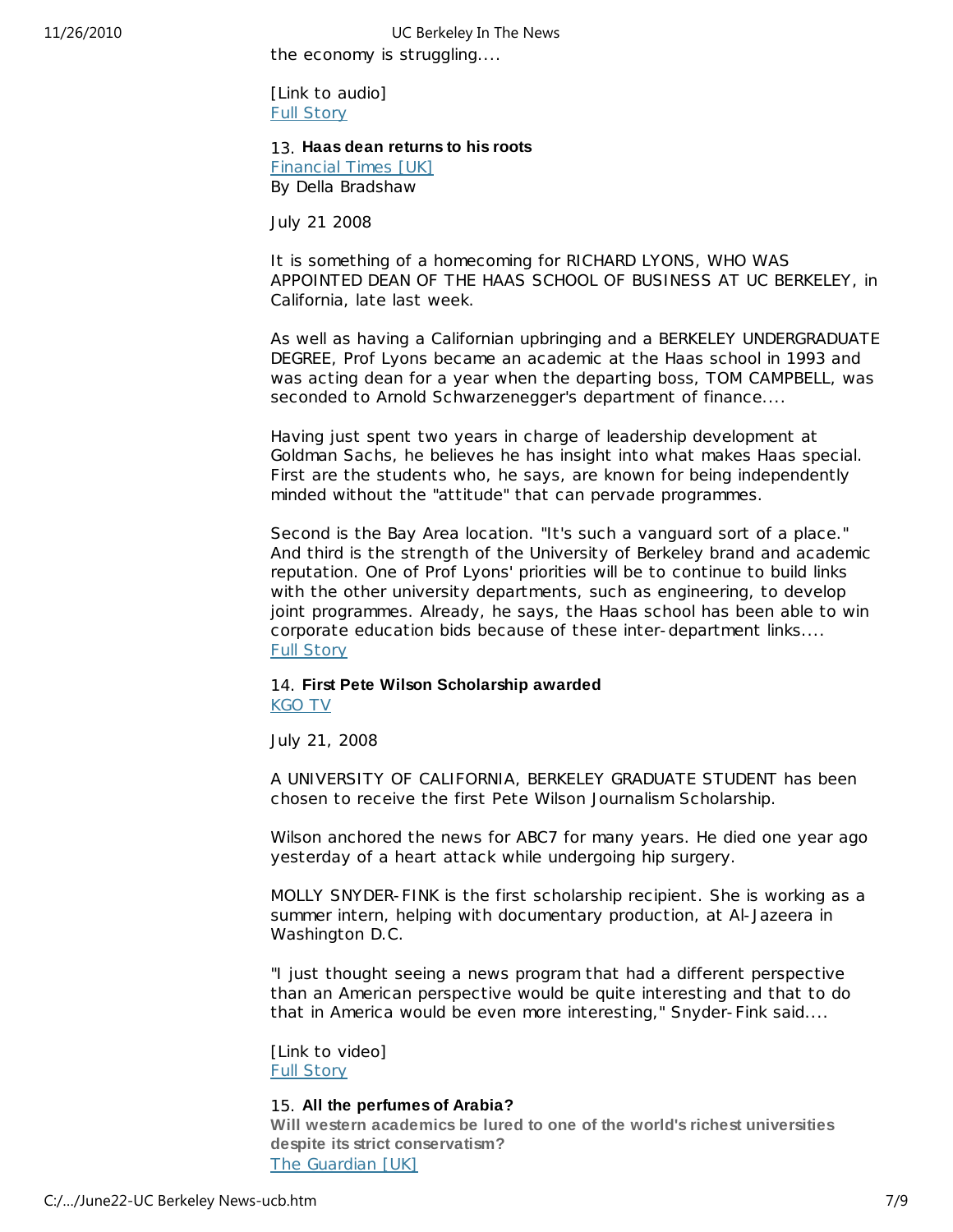the economy is struggling....

[Link to audio]
Full Story

### 13. **Haas dean returns to his roots**

Financial Times [UK]
By Della Bradshaw

July 21 2008

It is something of a homecoming for RICHARD LYONS, WHO WAS APPOINTED DEAN OF THE HAAS SCHOOL OF BUSINESS AT UC BERKELEY, in California, late last week.

As well as having a Californian upbringing and a BERKELEY UNDERGRADUATE DEGREE, Prof Lyons became an academic at the Haas school in 1993 and was acting dean for a year when the departing boss, TOM CAMPBELL, was seconded to Arnold Schwarzenegger's department of finance....

Having just spent two years in charge of leadership development at Goldman Sachs, he believes he has insight into what makes Haas special. First are the students who, he says, are known for being independently minded without the "attitude" that can pervade programmes.

Second is the Bay Area location. "It's such a vanguard sort of a place." And third is the strength of the University of Berkeley brand and academic reputation. One of Prof Lyons' priorities will be to continue to build links with the other university departments, such as engineering, to develop joint programmes. Already, he says, the Haas school has been able to win corporate education bids because of these inter-department links....
Full Story

### 14. **First Pete Wilson Scholarship awarded**

KGO TV

July 21, 2008

A UNIVERSITY OF CALIFORNIA, BERKELEY GRADUATE STUDENT has been chosen to receive the first Pete Wilson Journalism Scholarship.

Wilson anchored the news for ABC7 for many years. He died one year ago yesterday of a heart attack while undergoing hip surgery.

MOLLY SNYDER-FINK is the first scholarship recipient. She is working as a summer intern, helping with documentary production, at Al-Jazeera in Washington D.C.

"I just thought seeing a news program that had a different perspective than an American perspective would be quite interesting and that to do that in America would be even more interesting," Snyder-Fink said....

[Link to video]
Full Story

### 15. **All the perfumes of Arabia?**

**Will western academics be lured to one of the world's richest universities despite its strict conservatism?**

The Guardian [UK]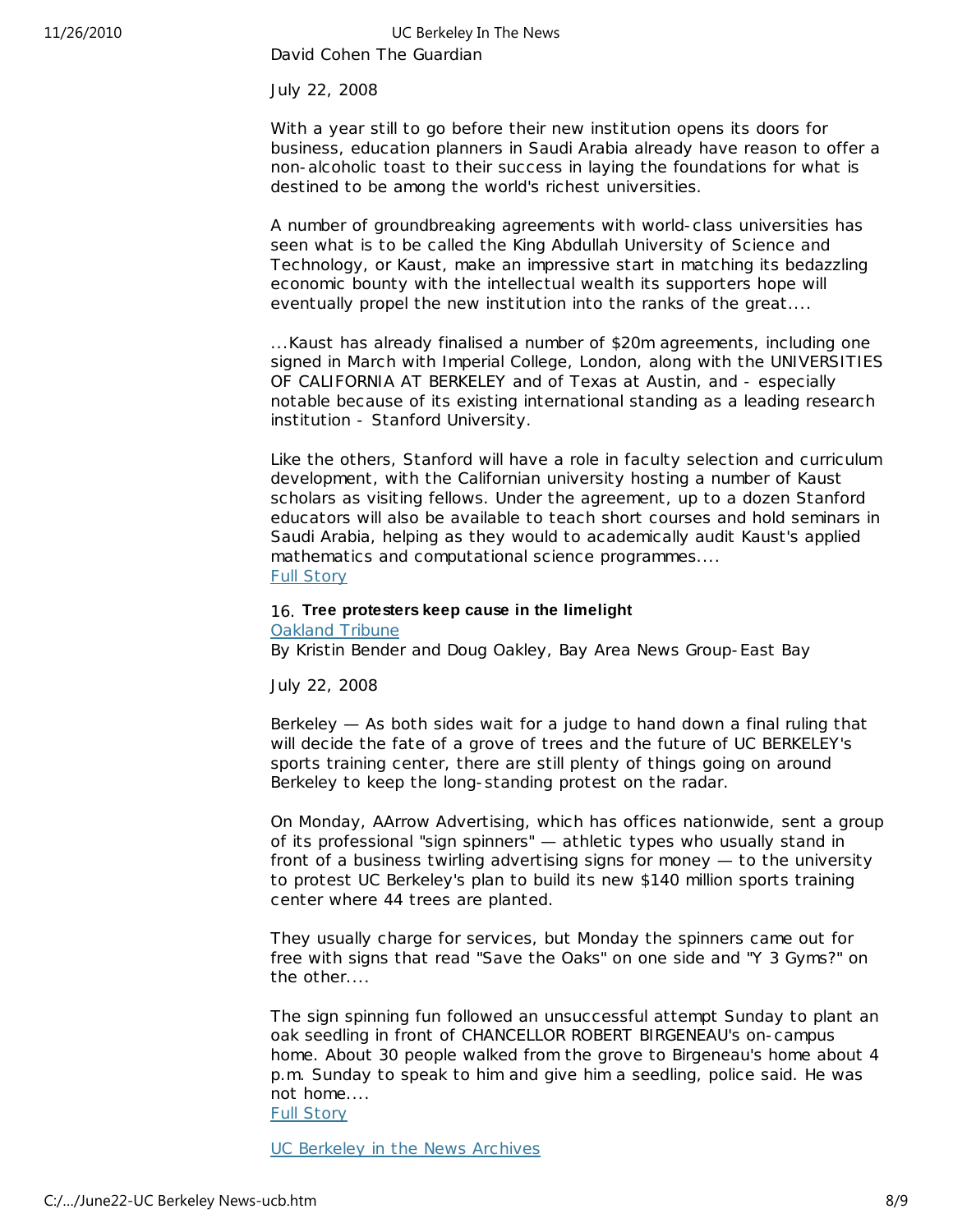David Cohen The Guardian

July 22, 2008

With a year still to go before their new institution opens its doors for business, education planners in Saudi Arabia already have reason to offer a non-alcoholic toast to their success in laying the foundations for what is destined to be among the world's richest universities.

A number of groundbreaking agreements with world-class universities has seen what is to be called the King Abdullah University of Science and Technology, or Kaust, make an impressive start in matching its bedazzling economic bounty with the intellectual wealth its supporters hope will eventually propel the new institution into the ranks of the great....

...Kaust has already finalised a number of $20m agreements, including one signed in March with Imperial College, London, along with the UNIVERSITIES OF CALIFORNIA AT BERKELEY and of Texas at Austin, and - especially notable because of its existing international standing as a leading research institution - Stanford University.

Like the others, Stanford will have a role in faculty selection and curriculum development, with the Californian university hosting a number of Kaust scholars as visiting fellows. Under the agreement, up to a dozen Stanford educators will also be available to teach short courses and hold seminars in Saudi Arabia, helping as they would to academically audit Kaust's applied mathematics and computational science programmes....
[Full Story]

16. **Tree protesters keep cause in the limelight**
[Oakland Tribune]
By Kristin Bender and Doug Oakley, Bay Area News Group-East Bay

July 22, 2008

Berkeley — As both sides wait for a judge to hand down a final ruling that will decide the fate of a grove of trees and the future of UC BERKELEY's sports training center, there are still plenty of things going on around Berkeley to keep the long-standing protest on the radar.

On Monday, AArrow Advertising, which has offices nationwide, sent a group of its professional "sign spinners" — athletic types who usually stand in front of a business twirling advertising signs for money — to the university to protest UC Berkeley's plan to build its new $140 million sports training center where 44 trees are planted.

They usually charge for services, but Monday the spinners came out for free with signs that read "Save the Oaks" on one side and "Y 3 Gyms?" on the other....

The sign spinning fun followed an unsuccessful attempt Sunday to plant an oak seedling in front of CHANCELLOR ROBERT BIRGENEAU's on-campus home. About 30 people walked from the grove to Birgeneau's home about 4 p.m. Sunday to speak to him and give him a seedling, police said. He was not home....
[Full Story]

[UC Berkeley in the News Archives]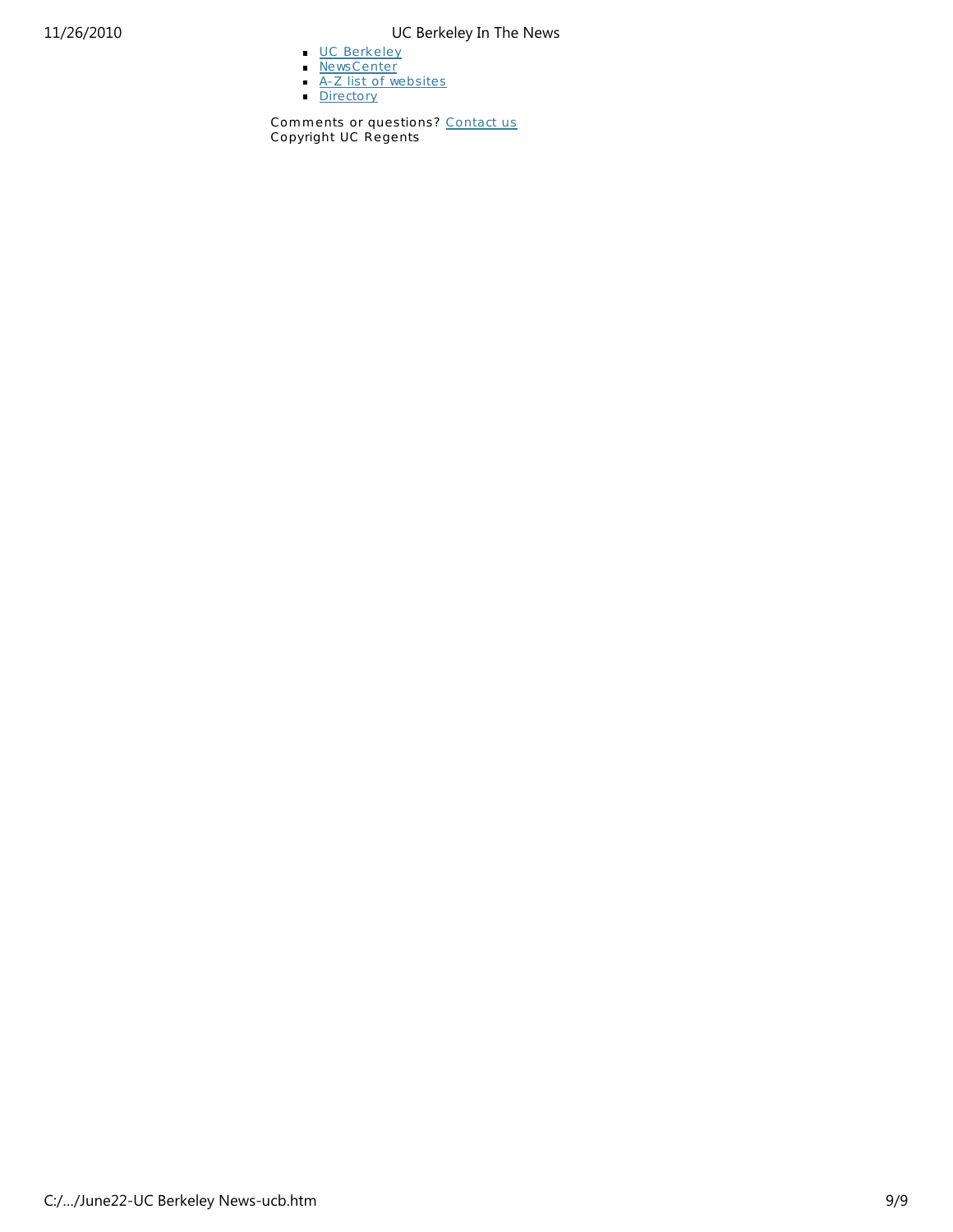- UC Berkeley
- NewsCenter
- A-Z list of websites
- Directory

Comments or questions? Contact us
Copyright UC Regents